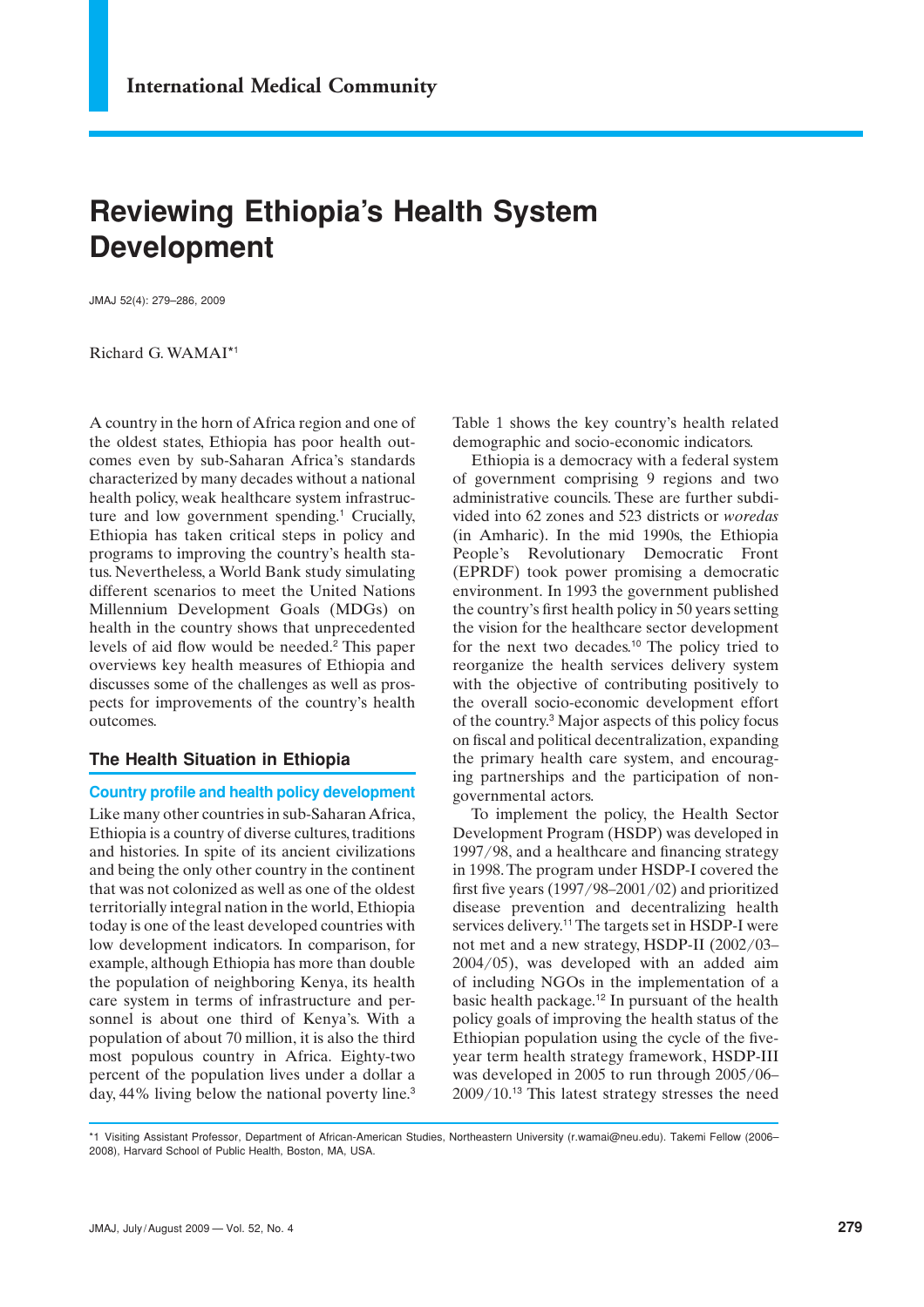# Reviewing Ethiopia's Health System Development

Richard G. WAMAI[*1]

A country in the horn of Africa region and one of the oldest states, Ethiopia has poor health outcomes even by sub-Saharan Africa's standards characterized by many decades without a national health policy, weak healthcare system infrastructure and low government spending.[1] Crucially, Ethiopia has taken critical steps in policy and programs to improving the country's health status. Nevertheless, a World Bank study simulating different scenarios to meet the United Nations Millennium Development Goals (MDGs) on health in the country shows that unprecedented levels of aid flow would be needed.[2] This paper overviews key health measures of Ethiopia and discusses some of the challenges as well as prospects for improvements of the country's health outcomes.

## The Health Situation in Ethiopia

### Country profile and health policy development

Like many other countries in sub-Saharan Africa, Ethiopia is a country of diverse cultures, traditions and histories. In spite of its ancient civilizations and being the only other country in the continent that was not colonized as well as one of the oldest territorially integral nation in the world, Ethiopia today is one of the least developed countries with low development indicators. In comparison, for example, although Ethiopia has more than double the population of neighboring Kenya, its health care system in terms of infrastructure and personnel is about one third of Kenya's. With a population of about 70 million, it is also the third most populous country in Africa. Eighty-two percent of the population lives under a dollar a day, 44% living below the national poverty line.[3] Table 1 shows the key country's health related demographic and socio-economic indicators.

Ethiopia is a democracy with a federal system of government comprising 9 regions and two administrative councils. These are further subdivided into 62 zones and 523 districts or *woredas* (in Amharic). In the mid 1990s, the Ethiopia People's Revolutionary Democratic Front (EPRDF) took power promising a democratic environment. In 1993 the government published the country's first health policy in 50 years setting the vision for the healthcare sector development for the next two decades.[10] The policy tried to reorganize the health services delivery system with the objective of contributing positively to the overall socio-economic development effort of the country.[3] Major aspects of this policy focus on fiscal and political decentralization, expanding the primary health care system, and encouraging partnerships and the participation of non-governmental actors.

To implement the policy, the Health Sector Development Program (HSDP) was developed in 1997/98, and a healthcare and financing strategy in 1998. The program under HSDP-I covered the first five years (1997/98–2001/02) and prioritized disease prevention and decentralizing health services delivery.[11] The targets set in HSDP-I were not met and a new strategy, HSDP-II (2002/03–2004/05), was developed with an added aim of including NGOs in the implementation of a basic health package.[12] In pursuant of the health policy goals of improving the health status of the Ethiopian population using the cycle of the five-year term health strategy framework, HSDP-III was developed in 2005 to run through 2005/06–2009/10.[13] This latest strategy stresses the need

---

*1 Visiting Assistant Professor, Department of African-American Studies, Northeastern University (r.wamai@neu.edu). Takemi Fellow (2006–2008), Harvard School of Public Health, Boston, MA, USA.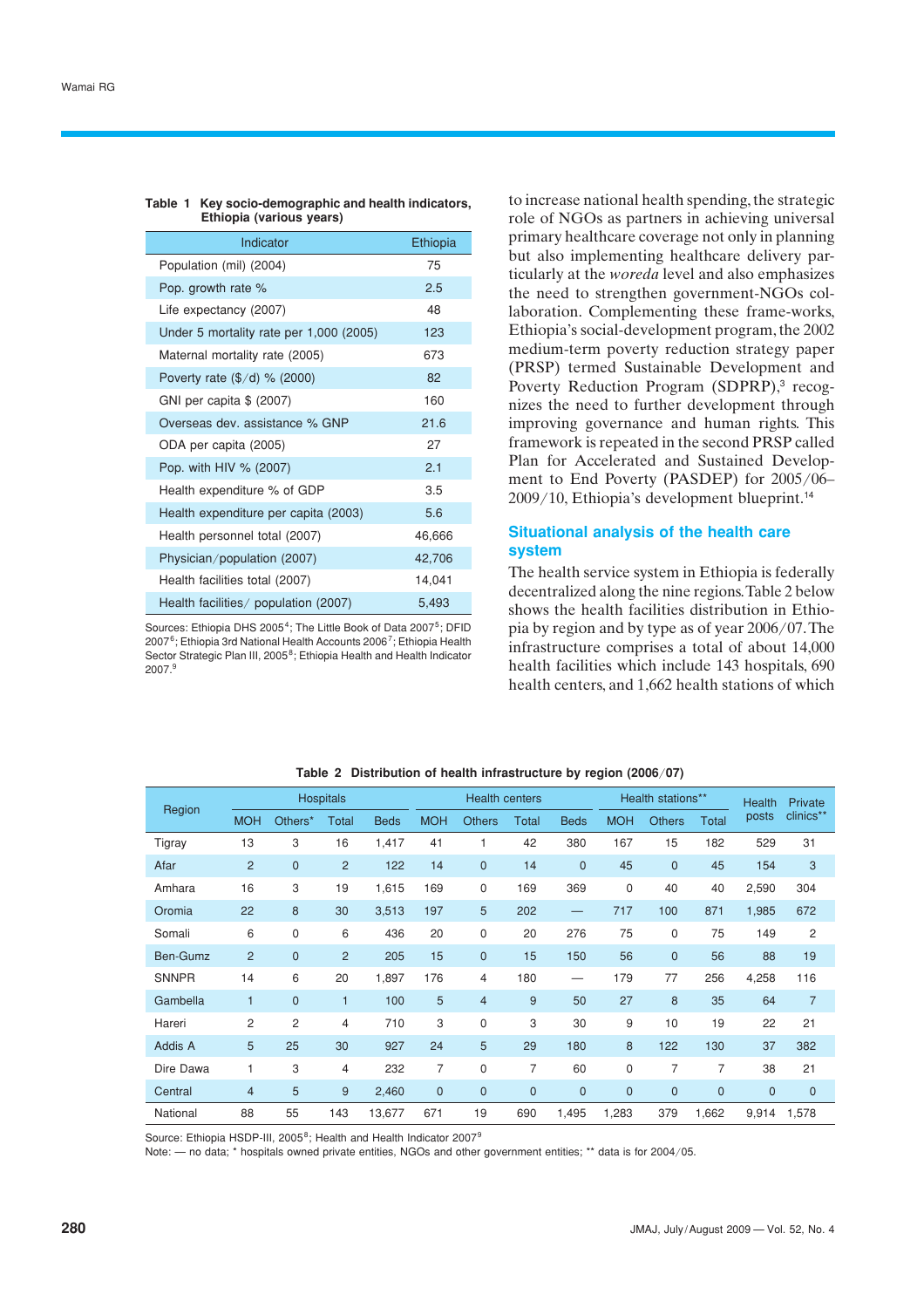**Table 1 Key socio-demographic and health indicators, Ethiopia (various years)**

| Indicator | Ethiopia |
|---|---|
| Population (mil) (2004) | 75 |
| Pop. growth rate % | 2.5 |
| Life expectancy (2007) | 48 |
| Under 5 mortality rate per 1,000 (2005) | 123 |
| Maternal mortality rate (2005) | 673 |
| Poverty rate ($/d) % (2000) | 82 |
| GNI per capita $ (2007) | 160 |
| Overseas dev. assistance % GNP | 21.6 |
| ODA per capita (2005) | 27 |
| Pop. with HIV % (2007) | 2.1 |
| Health expenditure % of GDP | 3.5 |
| Health expenditure per capita (2003) | 5.6 |
| Health personnel total (2007) | 46,666 |
| Physician/population (2007) | 42,706 |
| Health facilities total (2007) | 14,041 |
| Health facilities/ population (2007) | 5,493 |

Sources: Ethiopia DHS 2005[4]; The Little Book of Data 2007[5]; DFID 2007[6]; Ethiopia 3rd National Health Accounts 2006[7]; Ethiopia Health Sector Strategic Plan III, 2005[8]; Ethiopia Health and Health Indicator 2007.[9]

to increase national health spending, the strategic role of NGOs as partners in achieving universal primary healthcare coverage not only in planning but also implementing healthcare delivery particularly at the *woreda* level and also emphasizes the need to strengthen government-NGOs collaboration. Complementing these frame-works, Ethiopia's social-development program, the 2002 medium-term poverty reduction strategy paper (PRSP) termed Sustainable Development and Poverty Reduction Program (SDPRP),[3] recognizes the need to further development through improving governance and human rights. This framework is repeated in the second PRSP called Plan for Accelerated and Sustained Development to End Poverty (PASDEP) for 2005/06–2009/10, Ethiopia's development blueprint.[14]

## Situational analysis of the health care system

The health service system in Ethiopia is federally decentralized along the nine regions. Table 2 below shows the health facilities distribution in Ethiopia by region and by type as of year 2006/07. The infrastructure comprises a total of about 14,000 health facilities which include 143 hospitals, 690 health centers, and 1,662 health stations of which

**Table 2 Distribution of health infrastructure by region (2006/07)**

| Region | Hospitals | | | | Health centers | | | | Health stations** | | | Health posts | Private clinics** |
|---|---|---|---|---|---|---|---|---|---|---|---|---|---|
| | MOH | Others* | Total | Beds | MOH | Others | Total | Beds | MOH | Others | Total | | |
| Tigray | 13 | 3 | 16 | 1,417 | 41 | 1 | 42 | 380 | 167 | 15 | 182 | 529 | 31 |
| Afar | 2 | 0 | 2 | 122 | 14 | 0 | 14 | 0 | 45 | 0 | 45 | 154 | 3 |
| Amhara | 16 | 3 | 19 | 1,615 | 169 | 0 | 169 | 369 | 0 | 40 | 40 | 2,590 | 304 |
| Oromia | 22 | 8 | 30 | 3,513 | 197 | 5 | 202 | — | 717 | 100 | 871 | 1,985 | 672 |
| Somali | 6 | 0 | 6 | 436 | 20 | 0 | 20 | 276 | 75 | 0 | 75 | 149 | 2 |
| Ben-Gumz | 2 | 0 | 2 | 205 | 15 | 0 | 15 | 150 | 56 | 0 | 56 | 88 | 19 |
| SNNPR | 14 | 6 | 20 | 1,897 | 176 | 4 | 180 | — | 179 | 77 | 256 | 4,258 | 116 |
| Gambella | 1 | 0 | 1 | 100 | 5 | 4 | 9 | 50 | 27 | 8 | 35 | 64 | 7 |
| Hareri | 2 | 2 | 4 | 710 | 3 | 0 | 3 | 30 | 9 | 10 | 19 | 22 | 21 |
| Addis A | 5 | 25 | 30 | 927 | 24 | 5 | 29 | 180 | 8 | 122 | 130 | 37 | 382 |
| Dire Dawa | 1 | 3 | 4 | 232 | 7 | 0 | 7 | 60 | 0 | 7 | 7 | 38 | 21 |
| Central | 4 | 5 | 9 | 2,460 | 0 | 0 | 0 | 0 | 0 | 0 | 0 | 0 | 0 |
| National | 88 | 55 | 143 | 13,677 | 671 | 19 | 690 | 1,495 | 1,283 | 379 | 1,662 | 9,914 | 1,578 |

Source: Ethiopia HSDP-III, 2005[8]; Health and Health Indicator 2007[9]

Note: — no data; * hospitals owned private entities, NGOs and other government entities; ** data is for 2004/05.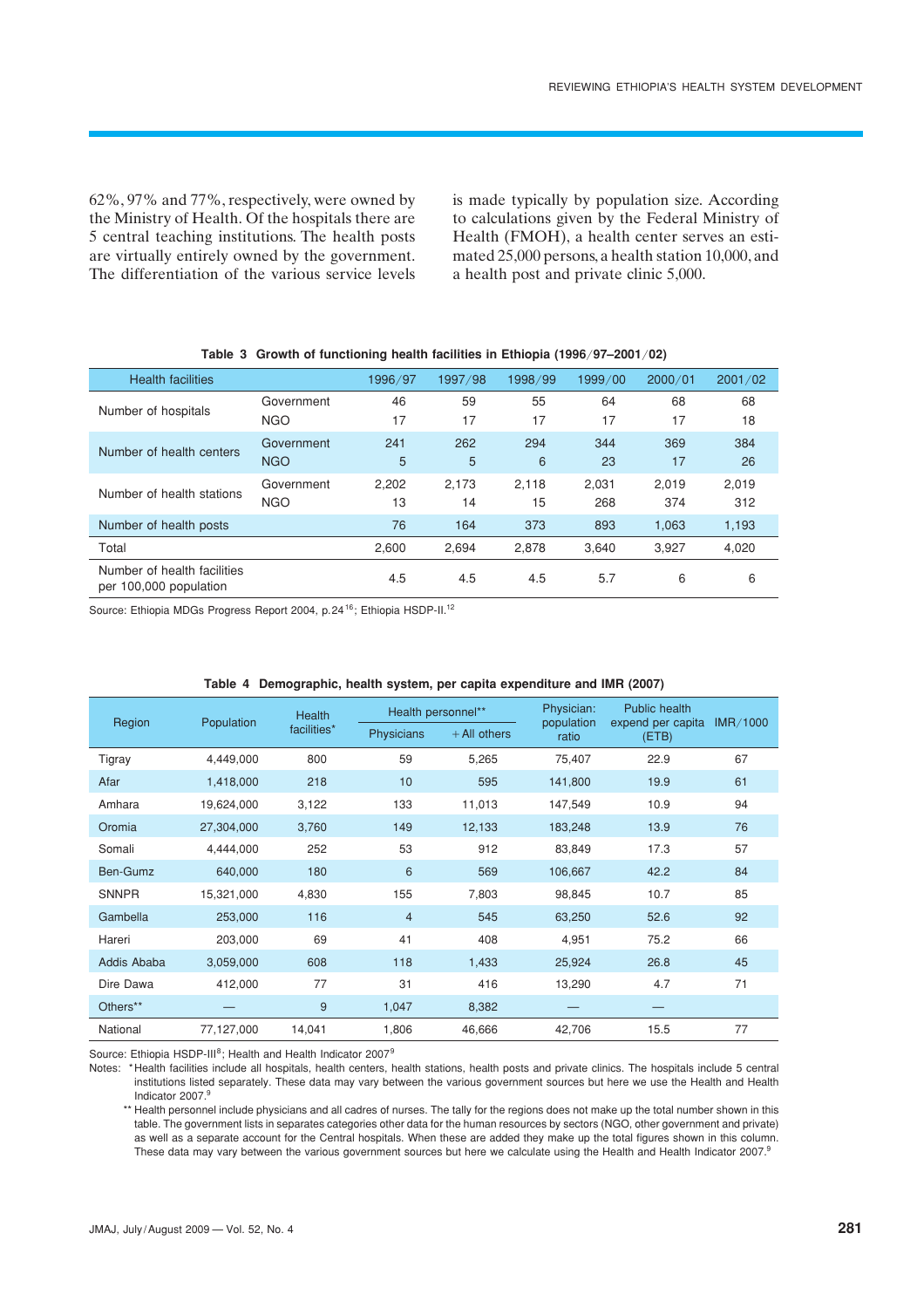62%, 97% and 77%, respectively, were owned by the Ministry of Health. Of the hospitals there are 5 central teaching institutions. The health posts are virtually entirely owned by the government. The differentiation of the various service levels is made typically by population size. According to calculations given by the Federal Ministry of Health (FMOH), a health center serves an estimated 25,000 persons, a health station 10,000, and a health post and private clinic 5,000.

**Table 3 Growth of functioning health facilities in Ethiopia (1996/97–2001/02)**

| Health facilities | | 1996/97 | 1997/98 | 1998/99 | 1999/00 | 2000/01 | 2001/02 |
|---|---|---|---|---|---|---|---|
| Number of hospitals | Government | 46 | 59 | 55 | 64 | 68 | 68 |
| | NGO | 17 | 17 | 17 | 17 | 17 | 18 |
| Number of health centers | Government | 241 | 262 | 294 | 344 | 369 | 384 |
| | NGO | 5 | 5 | 6 | 23 | 17 | 26 |
| Number of health stations | Government | 2,202 | 2,173 | 2,118 | 2,031 | 2,019 | 2,019 |
| | NGO | 13 | 14 | 15 | 268 | 374 | 312 |
| Number of health posts | | 76 | 164 | 373 | 893 | 1,063 | 1,193 |
| Total | | 2,600 | 2,694 | 2,878 | 3,640 | 3,927 | 4,020 |
| Number of health facilities per 100,000 population | | 4.5 | 4.5 | 4.5 | 5.7 | 6 | 6 |

Source: Ethiopia MDGs Progress Report 2004, p.24[16]; Ethiopia HSDP-II.[12]

**Table 4 Demographic, health system, per capita expenditure and IMR (2007)**

| Region | Population | Health facilities* | Health personnel** | | Physician: population ratio | Public health expend per capita (ETB) | IMR/1000 |
|---|---|---|---|---|---|---|---|
| | | | Physicians | + All others | | | |
| Tigray | 4,449,000 | 800 | 59 | 5,265 | 75,407 | 22.9 | 67 |
| Afar | 1,418,000 | 218 | 10 | 595 | 141,800 | 19.9 | 61 |
| Amhara | 19,624,000 | 3,122 | 133 | 11,013 | 147,549 | 10.9 | 94 |
| Oromia | 27,304,000 | 3,760 | 149 | 12,133 | 183,248 | 13.9 | 76 |
| Somali | 4,444,000 | 252 | 53 | 912 | 83,849 | 17.3 | 57 |
| Ben-Gumz | 640,000 | 180 | 6 | 569 | 106,667 | 42.2 | 84 |
| SNNPR | 15,321,000 | 4,830 | 155 | 7,803 | 98,845 | 10.7 | 85 |
| Gambella | 253,000 | 116 | 4 | 545 | 63,250 | 52.6 | 92 |
| Hareri | 203,000 | 69 | 41 | 408 | 4,951 | 75.2 | 66 |
| Addis Ababa | 3,059,000 | 608 | 118 | 1,433 | 25,924 | 26.8 | 45 |
| Dire Dawa | 412,000 | 77 | 31 | 416 | 13,290 | 4.7 | 71 |
| Others** | — | 9 | 1,047 | 8,382 | — | — | |
| National | 77,127,000 | 14,041 | 1,806 | 46,666 | 42,706 | 15.5 | 77 |

Source: Ethiopia HSDP-III[8]; Health and Health Indicator 2007[9]

Notes: * Health facilities include all hospitals, health centers, health stations, health posts and private clinics. The hospitals include 5 central institutions listed separately. These data may vary between the various government sources but here we use the Health and Health Indicator 2007.[9]

** Health personnel include physicians and all cadres of nurses. The tally for the regions does not make up the total number shown in this table. The government lists in separates categories other data for the human resources by sectors (NGO, other government and private) as well as a separate account for the Central hospitals. When these are added they make up the total figures shown in this column. These data may vary between the various government sources but here we calculate using the Health and Health Indicator 2007.[9]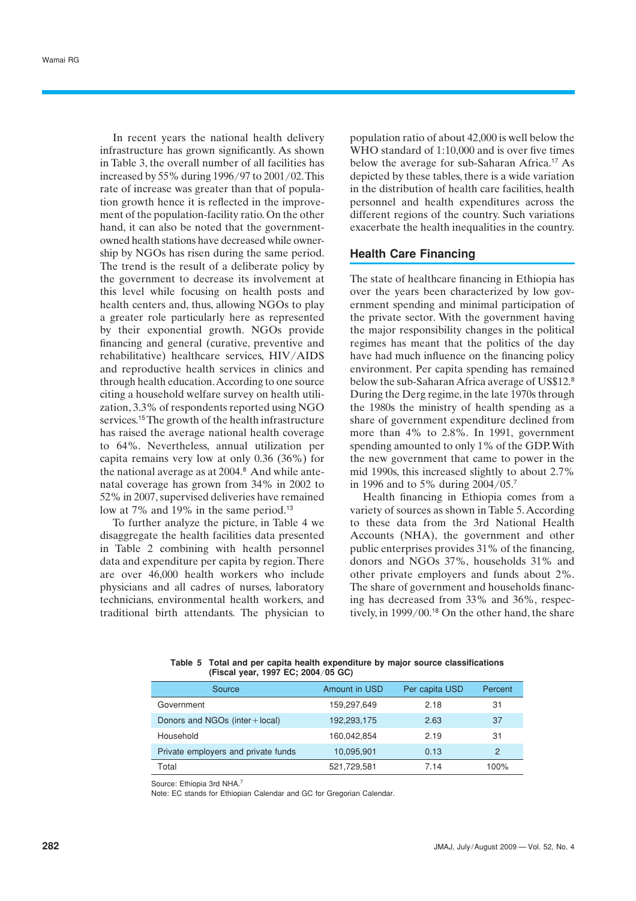In recent years the national health delivery infrastructure has grown significantly. As shown in Table 3, the overall number of all facilities has increased by 55% during 1996/97 to 2001/02. This rate of increase was greater than that of population growth hence it is reflected in the improvement of the population-facility ratio. On the other hand, it can also be noted that the government-owned health stations have decreased while ownership by NGOs has risen during the same period. The trend is the result of a deliberate policy by the government to decrease its involvement at this level while focusing on health posts and health centers and, thus, allowing NGOs to play a greater role particularly here as represented by their exponential growth. NGOs provide financing and general (curative, preventive and rehabilitative) healthcare services, HIV/AIDS and reproductive health services in clinics and through health education. According to one source citing a household welfare survey on health utilization, 3.3% of respondents reported using NGO services.[15] The growth of the health infrastructure has raised the average national health coverage to 64%. Nevertheless, annual utilization per capita remains very low at only 0.36 (36%) for the national average as at 2004.[8] And while antenatal coverage has grown from 34% in 2002 to 52% in 2007, supervised deliveries have remained low at 7% and 19% in the same period.[13]

To further analyze the picture, in Table 4 we disaggregate the health facilities data presented in Table 2 combining with health personnel data and expenditure per capita by region. There are over 46,000 health workers who include physicians and all cadres of nurses, laboratory technicians, environmental health workers, and traditional birth attendants. The physician to population ratio of about 42,000 is well below the WHO standard of 1:10,000 and is over five times below the average for sub-Saharan Africa.[17] As depicted by these tables, there is a wide variation in the distribution of health care facilities, health personnel and health expenditures across the different regions of the country. Such variations exacerbate the health inequalities in the country.

## Health Care Financing

The state of healthcare financing in Ethiopia has over the years been characterized by low government spending and minimal participation of the private sector. With the government having the major responsibility changes in the political regimes has meant that the politics of the day have had much influence on the financing policy environment. Per capita spending has remained below the sub-Saharan Africa average of US$12.[8] During the Derg regime, in the late 1970s through the 1980s the ministry of health spending as a share of government expenditure declined from more than 4% to 2.8%. In 1991, government spending amounted to only 1% of the GDP. With the new government that came to power in the mid 1990s, this increased slightly to about 2.7% in 1996 and to 5% during 2004/05.[7]

Health financing in Ethiopia comes from a variety of sources as shown in Table 5. According to these data from the 3rd National Health Accounts (NHA), the government and other public enterprises provides 31% of the financing, donors and NGOs 37%, households 31% and other private employers and funds about 2%. The share of government and households financing has decreased from 33% and 36%, respectively, in 1999/00.[18] On the other hand, the share

**Table 5 Total and per capita health expenditure by major source classifications (Fiscal year, 1997 EC; 2004/05 GC)**

| Source | Amount in USD | Per capita USD | Percent |
|---|---|---|---|
| Government | 159,297,649 | 2.18 | 31 |
| Donors and NGOs (inter + local) | 192,293,175 | 2.63 | 37 |
| Household | 160,042,854 | 2.19 | 31 |
| Private employers and private funds | 10,095,901 | 0.13 | 2 |
| Total | 521,729,581 | 7.14 | 100% |

Source: Ethiopia 3rd NHA.[7]

Note: EC stands for Ethiopian Calendar and GC for Gregorian Calendar.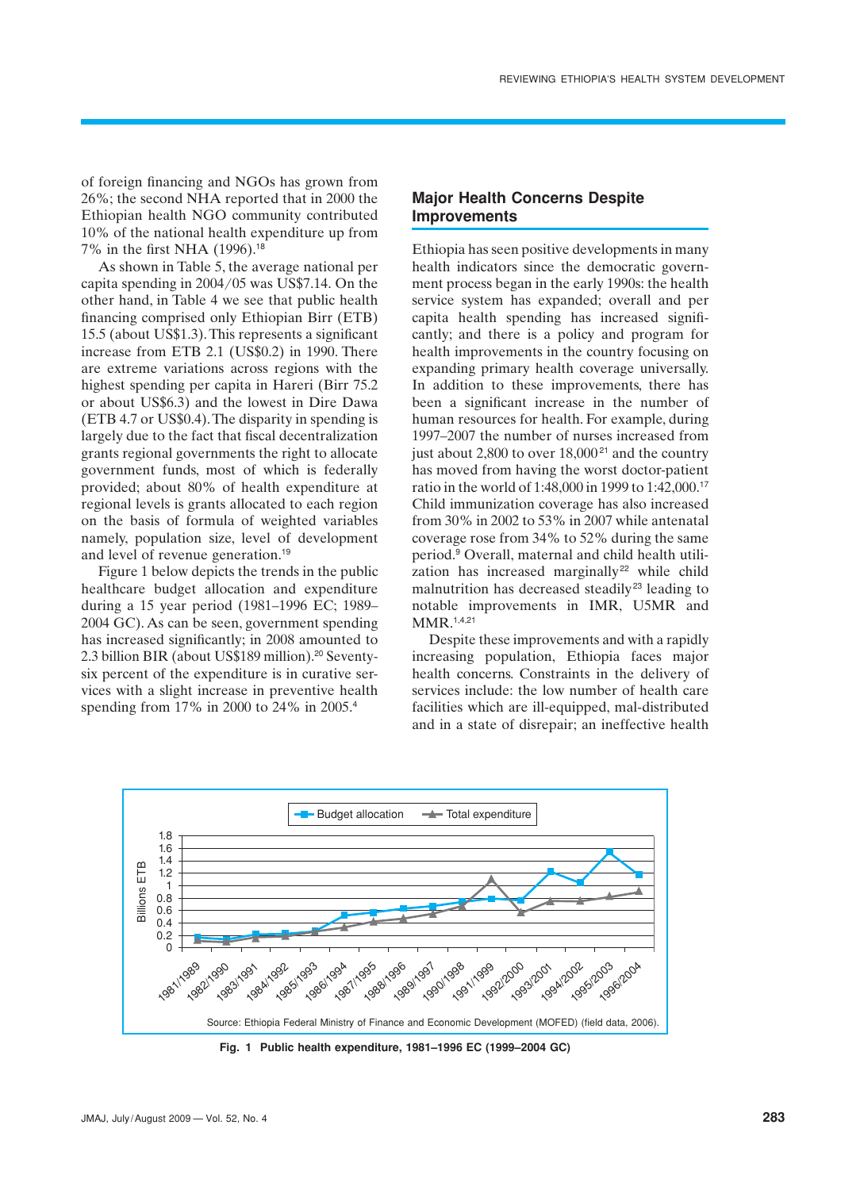of foreign financing and NGOs has grown from 26%; the second NHA reported that in 2000 the Ethiopian health NGO community contributed 10% of the national health expenditure up from 7% in the first NHA (1996).[18]

As shown in Table 5, the average national per capita spending in 2004/05 was US$7.14. On the other hand, in Table 4 we see that public health financing comprised only Ethiopian Birr (ETB) 15.5 (about US$1.3). This represents a significant increase from ETB 2.1 (US$0.2) in 1990. There are extreme variations across regions with the highest spending per capita in Hareri (Birr 75.2 or about US$6.3) and the lowest in Dire Dawa (ETB 4.7 or US$0.4). The disparity in spending is largely due to the fact that fiscal decentralization grants regional governments the right to allocate government funds, most of which is federally provided; about 80% of health expenditure at regional levels is grants allocated to each region on the basis of formula of weighted variables namely, population size, level of development and level of revenue generation.[19]

Figure 1 below depicts the trends in the public healthcare budget allocation and expenditure during a 15 year period (1981–1996 EC; 1989–2004 GC). As can be seen, government spending has increased significantly; in 2008 amounted to 2.3 billion BIR (about US$189 million).[20] Seventy-six percent of the expenditure is in curative services with a slight increase in preventive health spending from 17% in 2000 to 24% in 2005.[4]

## Major Health Concerns Despite Improvements

Ethiopia has seen positive developments in many health indicators since the democratic government process began in the early 1990s: the health service system has expanded; overall and per capita health spending has increased significantly; and there is a policy and program for health improvements in the country focusing on expanding primary health coverage universally. In addition to these improvements, there has been a significant increase in the number of human resources for health. For example, during 1997–2007 the number of nurses increased from just about 2,800 to over 18,000[21] and the country has moved from having the worst doctor-patient ratio in the world of 1:48,000 in 1999 to 1:42,000.[17] Child immunization coverage has also increased from 30% in 2002 to 53% in 2007 while antenatal coverage rose from 34% to 52% during the same period.[9] Overall, maternal and child health utilization has increased marginally[22] while child malnutrition has decreased steadily[23] leading to notable improvements in IMR, U5MR and MMR.[1,4,21]

Despite these improvements and with a rapidly increasing population, Ethiopia faces major health concerns. Constraints in the delivery of services include: the low number of health care facilities which are ill-equipped, mal-distributed and in a state of disrepair; an ineffective health

Source: Ethiopia Federal Ministry of Finance and Economic Development (MOFED) (field data, 2006).

**Fig. 1 Public health expenditure, 1981–1996 EC (1999–2004 GC)**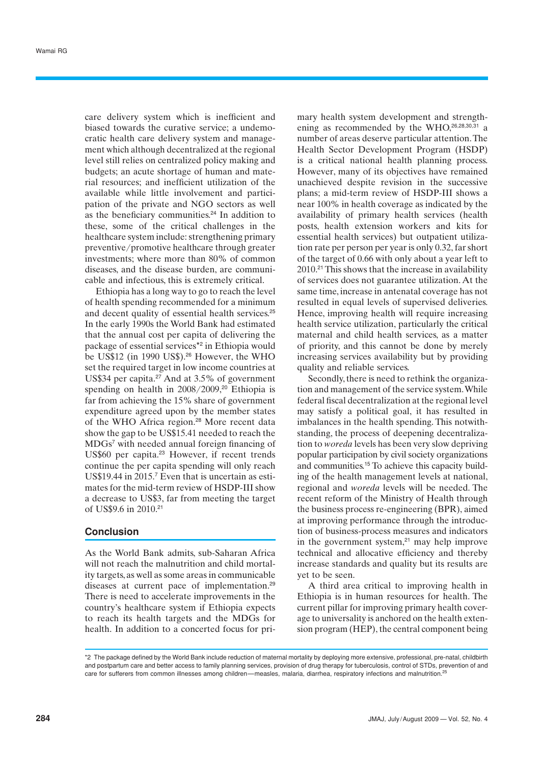care delivery system which is inefficient and biased towards the curative service; a undemocratic health care delivery system and management which although decentralized at the regional level still relies on centralized policy making and budgets; an acute shortage of human and material resources; and inefficient utilization of the available while little involvement and participation of the private and NGO sectors as well as the beneficiary communities.[24] In addition to these, some of the critical challenges in the healthcare system include: strengthening primary preventive/promotive healthcare through greater investments; where more than 80% of common diseases, and the disease burden, are communicable and infectious, this is extremely critical.

Ethiopia has a long way to go to reach the level of health spending recommended for a minimum and decent quality of essential health services.[25] In the early 1990s the World Bank had estimated that the annual cost per capita of delivering the package of essential services*[2] in Ethiopia would be US$12 (in 1990 US$).[26] However, the WHO set the required target in low income countries at US$34 per capita.[27] And at 3.5% of government spending on health in 2008/2009,[20] Ethiopia is far from achieving the 15% share of government expenditure agreed upon by the member states of the WHO Africa region.[28] More recent data show the gap to be US$15.41 needed to reach the MDGs[7] with needed annual foreign financing of US$60 per capita.[23] However, if recent trends continue the per capita spending will only reach US$19.44 in 2015.[7] Even that is uncertain as estimates for the mid-term review of HSDP-III show a decrease to US$3, far from meeting the target of US$9.6 in 2010.[21]

## Conclusion

As the World Bank admits, sub-Saharan Africa will not reach the malnutrition and child mortality targets, as well as some areas in communicable diseases at current pace of implementation.[29] There is need to accelerate improvements in the country's healthcare system if Ethiopia expects to reach its health targets and the MDGs for health. In addition to a concerted focus for primary health system development and strengthening as recommended by the WHO,[26,28,30,31] a number of areas deserve particular attention. The Health Sector Development Program (HSDP) is a critical national health planning process. However, many of its objectives have remained unachieved despite revision in the successive plans; a mid-term review of HSDP-III shows a near 100% in health coverage as indicated by the availability of primary health services (health posts, health extension workers and kits for essential health services) but outpatient utilization rate per person per year is only 0.32, far short of the target of 0.66 with only about a year left to 2010.[21] This shows that the increase in availability of services does not guarantee utilization. At the same time, increase in antenatal coverage has not resulted in equal levels of supervised deliveries. Hence, improving health will require increasing health service utilization, particularly the critical maternal and child health services, as a matter of priority, and this cannot be done by merely increasing services availability but by providing quality and reliable services.

Secondly, there is need to rethink the organization and management of the service system. While federal fiscal decentralization at the regional level may satisfy a political goal, it has resulted in imbalances in the health spending. This notwithstanding, the process of deepening decentralization to *woreda* levels has been very slow depriving popular participation by civil society organizations and communities.[15] To achieve this capacity building of the health management levels at national, regional and *woreda* levels will be needed. The recent reform of the Ministry of Health through the business process re-engineering (BPR), aimed at improving performance through the introduction of business-process measures and indicators in the government system,[21] may help improve technical and allocative efficiency and thereby increase standards and quality but its results are yet to be seen.

A third area critical to improving health in Ethiopia is in human resources for health. The current pillar for improving primary health coverage to universality is anchored on the health extension program (HEP), the central component being

*2 The package defined by the World Bank include reduction of maternal mortality by deploying more extensive, professional, pre-natal, childbirth and postpartum care and better access to family planning services, provision of drug therapy for tuberculosis, control of STDs, prevention of and care for sufferers from common illnesses among children—measles, malaria, diarrhea, respiratory infections and malnutrition.[25]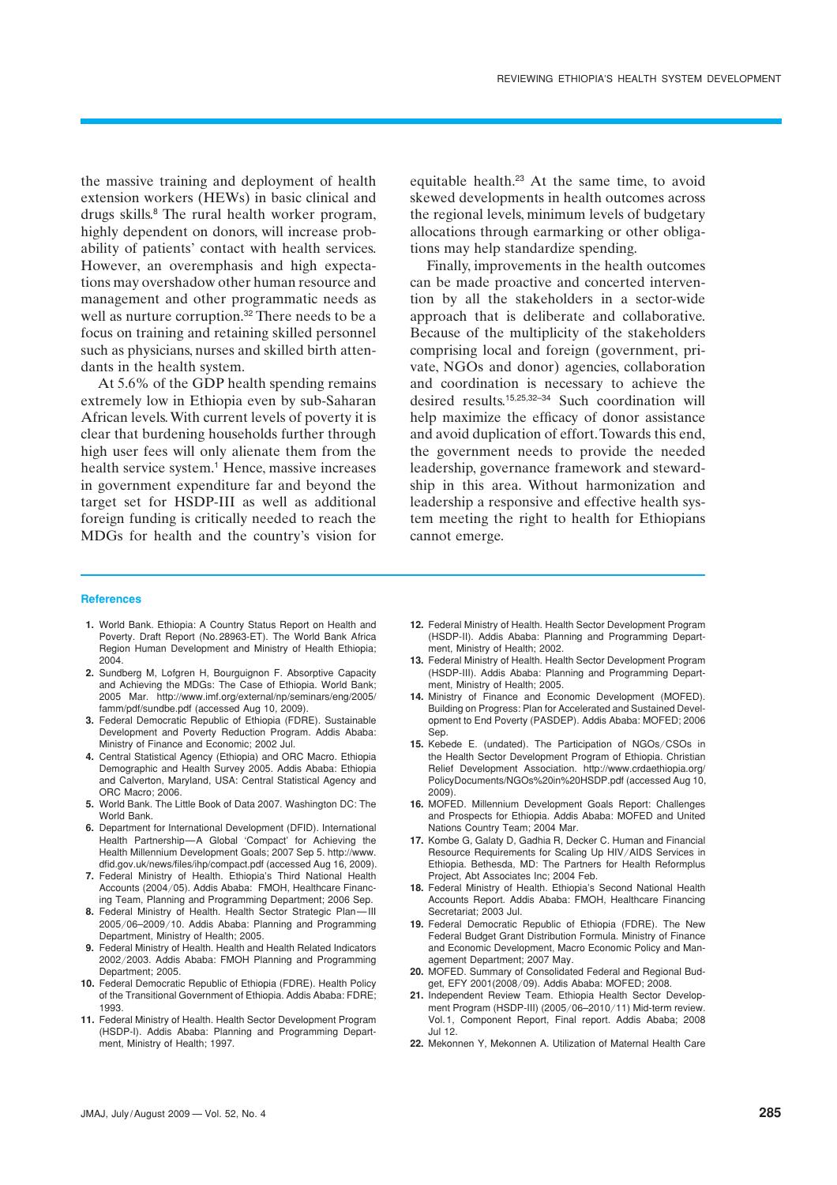the massive training and deployment of health extension workers (HEWs) in basic clinical and drugs skills.[8] The rural health worker program, highly dependent on donors, will increase probability of patients' contact with health services. However, an overemphasis and high expectations may overshadow other human resource and management and other programmatic needs as well as nurture corruption.[32] There needs to be a focus on training and retaining skilled personnel such as physicians, nurses and skilled birth attendants in the health system.

At 5.6% of the GDP health spending remains extremely low in Ethiopia even by sub-Saharan African levels. With current levels of poverty it is clear that burdening households further through high user fees will only alienate them from the health service system.[1] Hence, massive increases in government expenditure far and beyond the target set for HSDP-III as well as additional foreign funding is critically needed to reach the MDGs for health and the country's vision for equitable health.[23] At the same time, to avoid skewed developments in health outcomes across the regional levels, minimum levels of budgetary allocations through earmarking or other obligations may help standardize spending.

Finally, improvements in the health outcomes can be made proactive and concerted intervention by all the stakeholders in a sector-wide approach that is deliberate and collaborative. Because of the multiplicity of the stakeholders comprising local and foreign (government, private, NGOs and donor) agencies, collaboration and coordination is necessary to achieve the desired results.[15,25,32–34] Such coordination will help maximize the efficacy of donor assistance and avoid duplication of effort. Towards this end, the government needs to provide the needed leadership, governance framework and stewardship in this area. Without harmonization and leadership a responsive and effective health system meeting the right to health for Ethiopians cannot emerge.

## References

1. World Bank. Ethiopia: A Country Status Report on Health and Poverty. Draft Report (No.28963-ET). The World Bank Africa Region Human Development and Ministry of Health Ethiopia; 2004.
2. Sundberg M, Lofgren H, Bourguignon F. Absorptive Capacity and Achieving the MDGs: The Case of Ethiopia. World Bank; 2005 Mar. http://www.imf.org/external/np/seminars/eng/2005/famm/pdf/sundbe.pdf (accessed Aug 10, 2009).
3. Federal Democratic Republic of Ethiopia (FDRE). Sustainable Development and Poverty Reduction Program. Addis Ababa: Ministry of Finance and Economic; 2002 Jul.
4. Central Statistical Agency (Ethiopia) and ORC Macro. Ethiopia Demographic and Health Survey 2005. Addis Ababa: Ethiopia and Calverton, Maryland, USA: Central Statistical Agency and ORC Macro; 2006.
5. World Bank. The Little Book of Data 2007. Washington DC: The World Bank.
6. Department for International Development (DFID). International Health Partnership—A Global 'Compact' for Achieving the Health Millennium Development Goals; 2007 Sep 5. http://www.dfid.gov.uk/news/files/ihp/compact.pdf (accessed Aug 16, 2009).
7. Federal Ministry of Health. Ethiopia's Third National Health Accounts (2004/05). Addis Ababa: FMOH, Healthcare Financing Team, Planning and Programming Department; 2006 Sep.
8. Federal Ministry of Health. Health Sector Strategic Plan—III 2005/06–2009/10. Addis Ababa: Planning and Programming Department, Ministry of Health; 2005.
9. Federal Ministry of Health. Health and Health Related Indicators 2002/2003. Addis Ababa: FMOH Planning and Programming Department; 2005.
10. Federal Democratic Republic of Ethiopia (FDRE). Health Policy of the Transitional Government of Ethiopia. Addis Ababa: FDRE; 1993.
11. Federal Ministry of Health. Health Sector Development Program (HSDP-I). Addis Ababa: Planning and Programming Department, Ministry of Health; 1997.
12. Federal Ministry of Health. Health Sector Development Program (HSDP-II). Addis Ababa: Planning and Programming Department, Ministry of Health; 2002.
13. Federal Ministry of Health. Health Sector Development Program (HSDP-III). Addis Ababa: Planning and Programming Department, Ministry of Health; 2005.
14. Ministry of Finance and Economic Development (MOFED). Building on Progress: Plan for Accelerated and Sustained Development to End Poverty (PASDEP). Addis Ababa: MOFED; 2006 Sep.
15. Kebede E. (undated). The Participation of NGOs/CSOs in the Health Sector Development Program of Ethiopia. Christian Relief Development Association. http://www.crdaethiopia.org/PolicyDocuments/NGOs%20in%20HSDP.pdf (accessed Aug 10, 2009).
16. MOFED. Millennium Development Goals Report: Challenges and Prospects for Ethiopia. Addis Ababa: MOFED and United Nations Country Team; 2004 Mar.
17. Kombe G, Galaty D, Gadhia R, Decker C. Human and Financial Resource Requirements for Scaling Up HIV/AIDS Services in Ethiopia. Bethesda, MD: The Partners for Health Reformplus Project, Abt Associates Inc; 2004 Feb.
18. Federal Ministry of Health. Ethiopia's Second National Health Accounts Report. Addis Ababa: FMOH, Healthcare Financing Secretariat; 2003 Jul.
19. Federal Democratic Republic of Ethiopia (FDRE). The New Federal Budget Grant Distribution Formula. Ministry of Finance and Economic Development, Macro Economic Policy and Management Department; 2007 May.
20. MOFED. Summary of Consolidated Federal and Regional Budget, EFY 2001(2008/09). Addis Ababa: MOFED; 2008.
21. Independent Review Team. Ethiopia Health Sector Development Program (HSDP-III) (2005/06–2010/11) Mid-term review. Vol.1, Component Report, Final report. Addis Ababa; 2008 Jul 12.
22. Mekonnen Y, Mekonnen A. Utilization of Maternal Health Care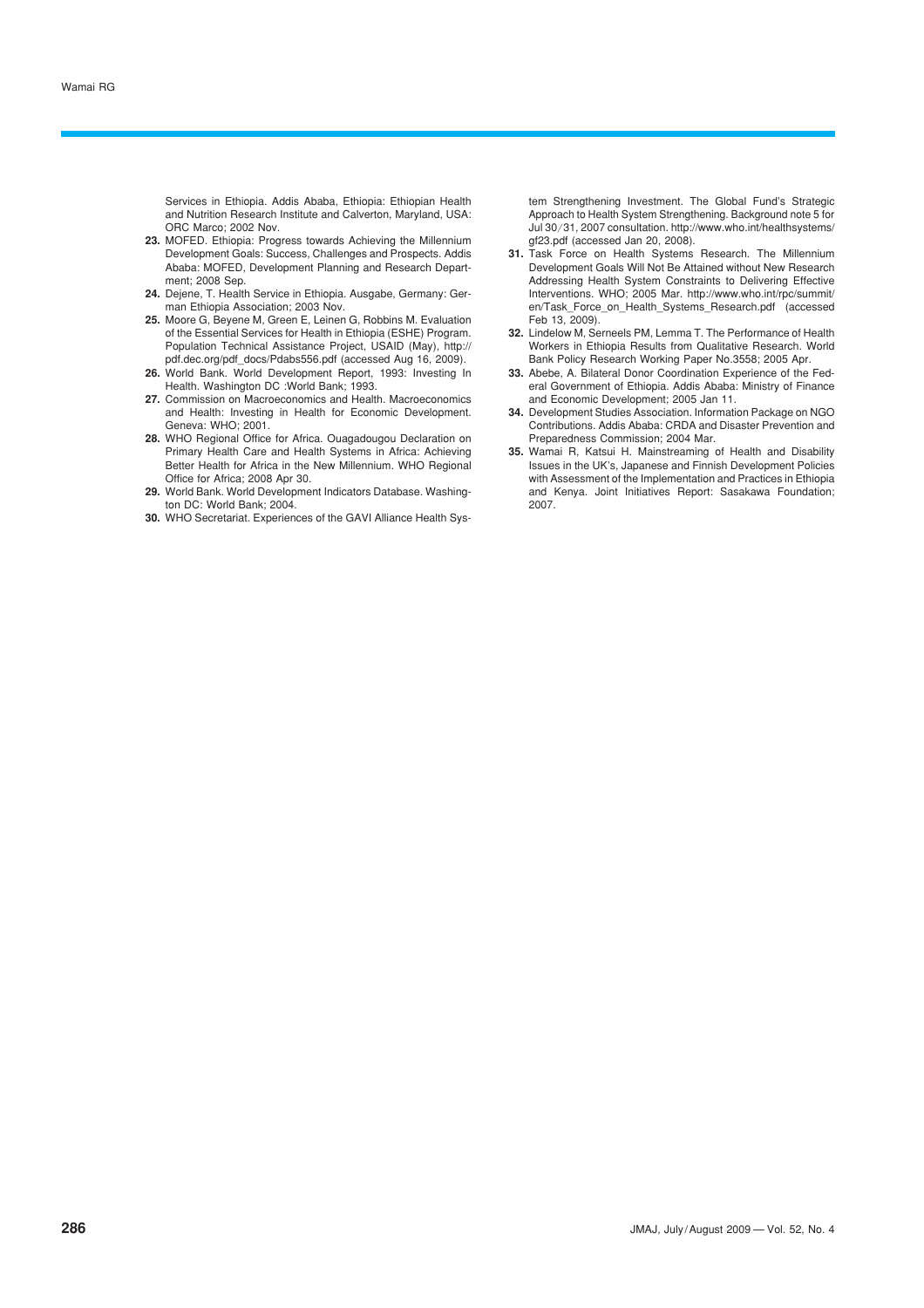Services in Ethiopia. Addis Ababa, Ethiopia: Ethiopian Health and Nutrition Research Institute and Calverton, Maryland, USA: ORC Marco; 2002 Nov.

23. MOFED. Ethiopia: Progress towards Achieving the Millennium Development Goals: Success, Challenges and Prospects. Addis Ababa: MOFED, Development Planning and Research Department; 2008 Sep.
24. Dejene, T. Health Service in Ethiopia. Ausgabe, Germany: German Ethiopia Association; 2003 Nov.
25. Moore G, Beyene M, Green E, Leinen G, Robbins M. Evaluation of the Essential Services for Health in Ethiopia (ESHE) Program. Population Technical Assistance Project, USAID (May), http://pdf.dec.org/pdf_docs/Pdabs556.pdf (accessed Aug 16, 2009).
26. World Bank. World Development Report, 1993: Investing In Health. Washington DC :World Bank; 1993.
27. Commission on Macroeconomics and Health. Macroeconomics and Health: Investing in Health for Economic Development. Geneva: WHO; 2001.
28. WHO Regional Office for Africa. Ouagadougou Declaration on Primary Health Care and Health Systems in Africa: Achieving Better Health for Africa in the New Millennium. WHO Regional Office for Africa; 2008 Apr 30.
29. World Bank. World Development Indicators Database. Washington DC: World Bank; 2004.
30. WHO Secretariat. Experiences of the GAVI Alliance Health System Strengthening Investment. The Global Fund's Strategic Approach to Health System Strengthening. Background note 5 for Jul 30/31, 2007 consultation. http://www.who.int/healthsystems/gf23.pdf (accessed Jan 20, 2008).
31. Task Force on Health Systems Research. The Millennium Development Goals Will Not Be Attained without New Research Addressing Health System Constraints to Delivering Effective Interventions. WHO; 2005 Mar. http://www.who.int/rpc/summit/en/Task_Force_on_Health_Systems_Research.pdf (accessed Feb 13, 2009).
32. Lindelow M, Serneels PM, Lemma T. The Performance of Health Workers in Ethiopia Results from Qualitative Research. World Bank Policy Research Working Paper No.3558; 2005 Apr.
33. Abebe, A. Bilateral Donor Coordination Experience of the Federal Government of Ethiopia. Addis Ababa: Ministry of Finance and Economic Development; 2005 Jan 11.
34. Development Studies Association. Information Package on NGO Contributions. Addis Ababa: CRDA and Disaster Prevention and Preparedness Commission; 2004 Mar.
35. Wamai R, Katsui H. Mainstreaming of Health and Disability Issues in the UK's, Japanese and Finnish Development Policies with Assessment of the Implementation and Practices in Ethiopia and Kenya. Joint Initiatives Report: Sasakawa Foundation; 2007.